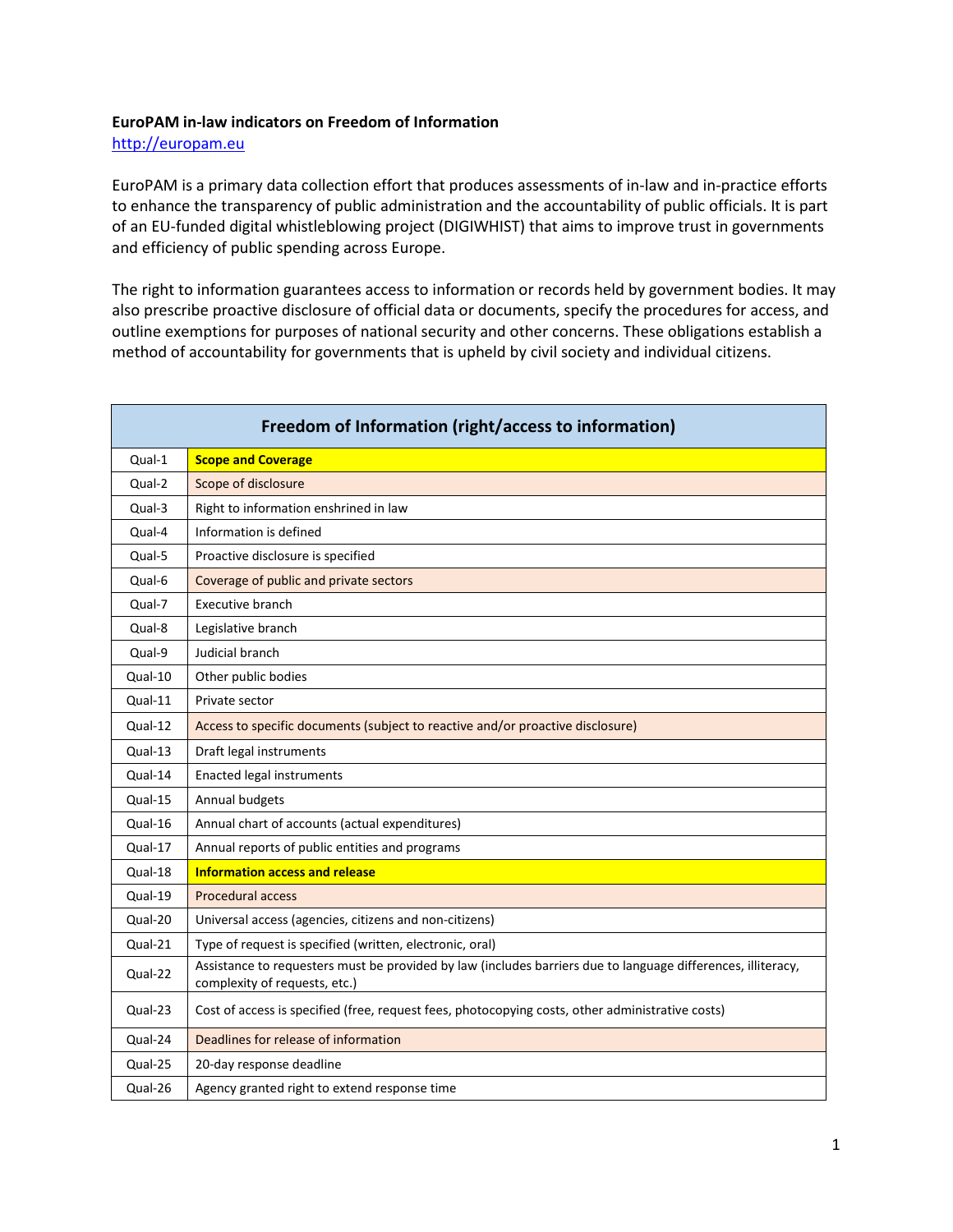**EuroPAM in-law indicators on Freedom of Information**

http://europam.eu

EuroPAM is a primary data collection effort that produces assessments of in-law and in-practice efforts to enhance the transparency of public administration and the accountability of public officials. It is part of an EU-funded digital whistleblowing project (DIGIWHIST) that aims to improve trust in governments and efficiency of public spending across Europe.

The right to information guarantees access to information or records held by government bodies. It may also prescribe proactive disclosure of official data or documents, specify the procedures for access, and outline exemptions for purposes of national security and other concerns. These obligations establish a method of accountability for governments that is upheld by civil society and individual citizens.

| Freedom of Information (right/access to information) | |
|---|---|
| Qual-1 | **Scope and Coverage** |
| Qual-2 | Scope of disclosure |
| Qual-3 | Right to information enshrined in law |
| Qual-4 | Information is defined |
| Qual-5 | Proactive disclosure is specified |
| Qual-6 | Coverage of public and private sectors |
| Qual-7 | Executive branch |
| Qual-8 | Legislative branch |
| Qual-9 | Judicial branch |
| Qual-10 | Other public bodies |
| Qual-11 | Private sector |
| Qual-12 | Access to specific documents (subject to reactive and/or proactive disclosure) |
| Qual-13 | Draft legal instruments |
| Qual-14 | Enacted legal instruments |
| Qual-15 | Annual budgets |
| Qual-16 | Annual chart of accounts (actual expenditures) |
| Qual-17 | Annual reports of public entities and programs |
| Qual-18 | **Information access and release** |
| Qual-19 | Procedural access |
| Qual-20 | Universal access (agencies, citizens and non-citizens) |
| Qual-21 | Type of request is specified (written, electronic, oral) |
| Qual-22 | Assistance to requesters must be provided by law (includes barriers due to language differences, illiteracy, complexity of requests, etc.) |
| Qual-23 | Cost of access is specified (free, request fees, photocopying costs, other administrative costs) |
| Qual-24 | Deadlines for release of information |
| Qual-25 | 20-day response deadline |
| Qual-26 | Agency granted right to extend response time |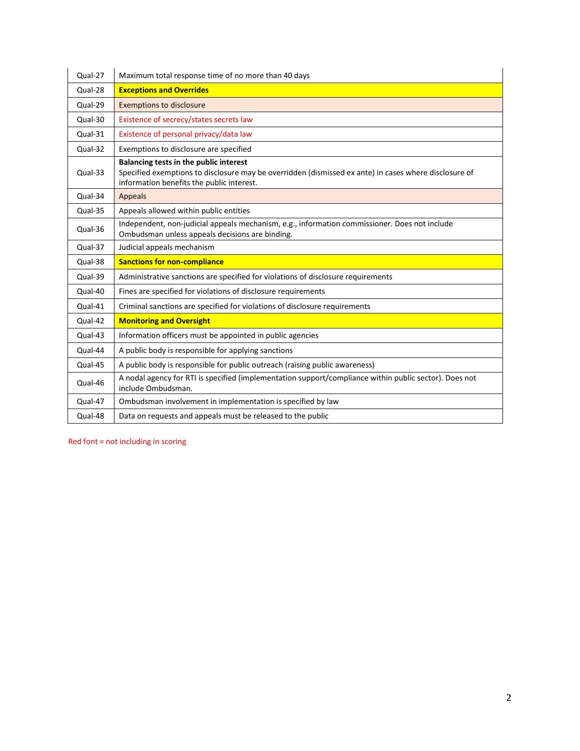| | |
|---|---|
| Qual-27 | Maximum total response time of no more than 40 days |
| Qual-28 | **Exceptions and Overrides** |
| Qual-29 | Exemptions to disclosure |
| Qual-30 | Existence of secrecy/states secrets law |
| Qual-31 | Existence of personal privacy/data law |
| Qual-32 | Exemptions to disclosure are specified |
| Qual-33 | **Balancing tests in the public interest** Specified exemptions to disclosure may be overridden (dismissed ex ante) in cases where disclosure of information benefits the public interest. |
| Qual-34 | Appeals |
| Qual-35 | Appeals allowed within public entities |
| Qual-36 | Independent, non-judicial appeals mechanism, e.g., information commissioner. Does not include Ombudsman unless appeals decisions are binding. |
| Qual-37 | Judicial appeals mechanism |
| Qual-38 | **Sanctions for non-compliance** |
| Qual-39 | Administrative sanctions are specified for violations of disclosure requirements |
| Qual-40 | Fines are specified for violations of disclosure requirements |
| Qual-41 | Criminal sanctions are specified for violations of disclosure requirements |
| Qual-42 | **Monitoring and Oversight** |
| Qual-43 | Information officers must be appointed in public agencies |
| Qual-44 | A public body is responsible for applying sanctions |
| Qual-45 | A public body is responsible for public outreach (raising public awareness) |
| Qual-46 | A nodal agency for RTI is specified (implementation support/compliance within public sector). Does not include Ombudsman. |
| Qual-47 | Ombudsman involvement in implementation is specified by law |
| Qual-48 | Data on requests and appeals must be released to the public |

Red font = not including in scoring